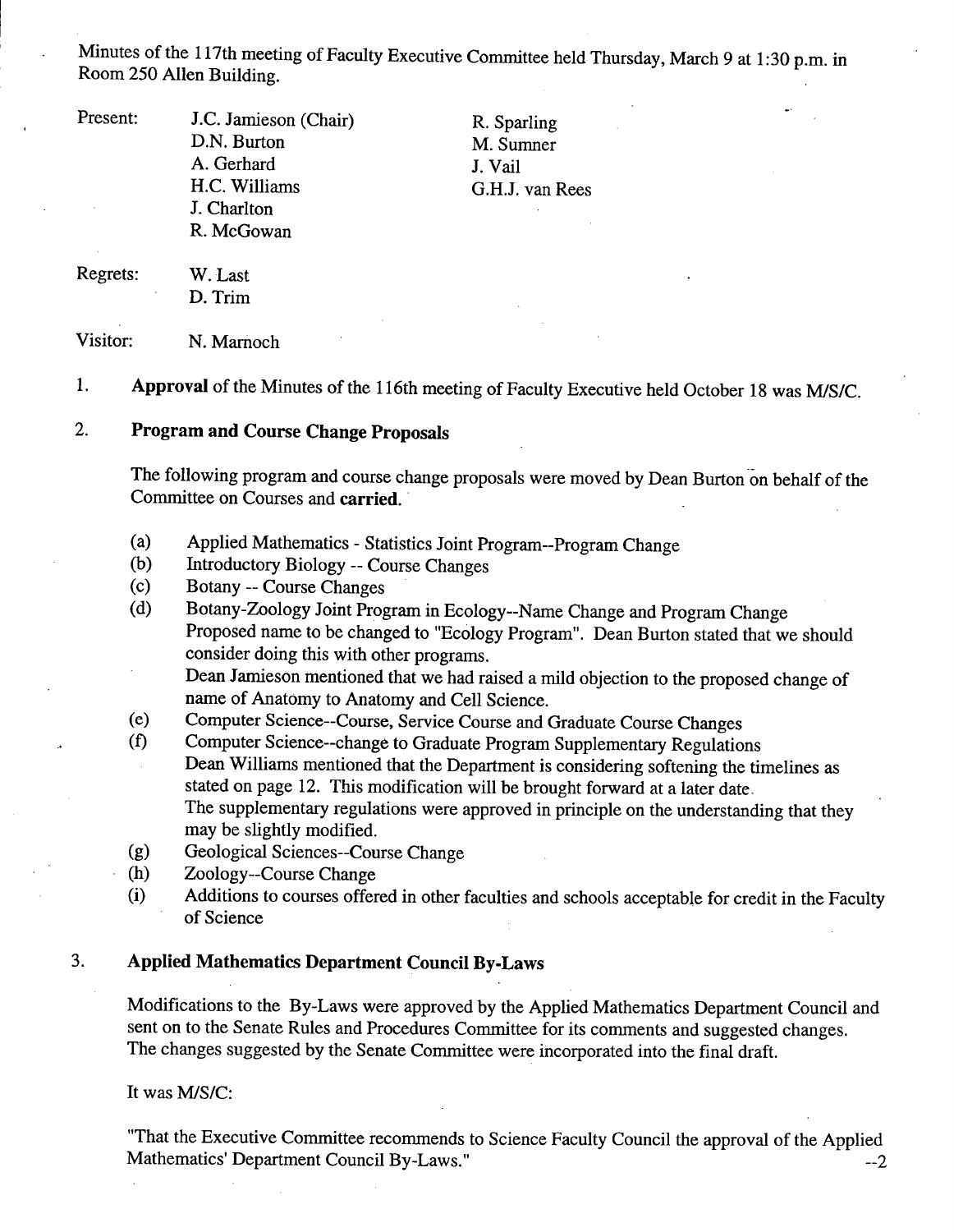Minutes of the 117th meeting of Faculty Executive Committee held Thursday, March 9 at 1:30 p.m. in Room 250 Allen Building.

| | | |
|---|---|---|
| Present: | J.C. Jamieson (Chair) | R. Sparling |
| | D.N. Burton | M. Sumner |
| | A. Gerhard | J. Vail |
| | H.C. Williams | G.H.J. van Rees |
| | J. Charlton | |
| | R. McGowan | |

Regrets: W. Last
D. Trim

Visitor: N. Marnoch

1. **Approval** of the Minutes of the 116th meeting of Faculty Executive held October 18 was M/S/C.

2. **Program and Course Change Proposals**

   The following program and course change proposals were moved by Dean Burton on behalf of the Committee on Courses and **carried.**

   (a) Applied Mathematics - Statistics Joint Program--Program Change
   (b) Introductory Biology -- Course Changes
   (c) Botany -- Course Changes
   (d) Botany-Zoology Joint Program in Ecology--Name Change and Program Change
   Proposed name to be changed to "Ecology Program". Dean Burton stated that we should consider doing this with other programs.
   Dean Jamieson mentioned that we had raised a mild objection to the proposed change of name of Anatomy to Anatomy and Cell Science.
   (e) Computer Science--Course, Service Course and Graduate Course Changes
   (f) Computer Science--change to Graduate Program Supplementary Regulations
   Dean Williams mentioned that the Department is considering softening the timelines as stated on page 12. This modification will be brought forward at a later date.
   The supplementary regulations were approved in principle on the understanding that they may be slightly modified.
   (g) Geological Sciences--Course Change
   (h) Zoology--Course Change
   (i) Additions to courses offered in other faculties and schools acceptable for credit in the Faculty of Science

3. **Applied Mathematics Department Council By-Laws**

   Modifications to the By-Laws were approved by the Applied Mathematics Department Council and sent on to the Senate Rules and Procedures Committee for its comments and suggested changes. The changes suggested by the Senate Committee were incorporated into the final draft.

   It was M/S/C:

   "That the Executive Committee recommends to Science Faculty Council the approval of the Applied Mathematics' Department Council By-Laws."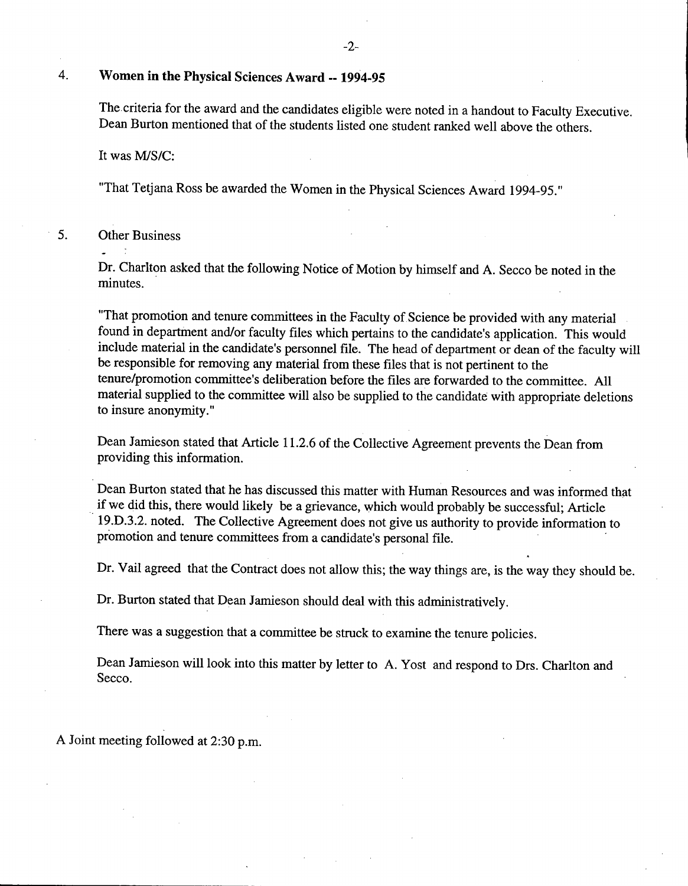## 4. Women in the Physical Sciences Award -- 1994-95

The criteria for the award and the candidates eligible were noted in a handout to Faculty Executive. Dean Burton mentioned that of the students listed one student ranked well above the others.

It was M/S/C:

"That Tetjana Ross be awarded the Women in the Physical Sciences Award 1994-95."

## 5. Other Business

Dr. Charlton asked that the following Notice of Motion by himself and A. Secco be noted in the minutes.

"That promotion and tenure committees in the Faculty of Science be provided with any material found in department and/or faculty files which pertains to the candidate's application. This would include material in the candidate's personnel file. The head of department or dean of the faculty will be responsible for removing any material from these files that is not pertinent to the tenure/promotion committee's deliberation before the files are forwarded to the committee. All material supplied to the committee will also be supplied to the candidate with appropriate deletions to insure anonymity."

Dean Jamieson stated that Article 11.2.6 of the Collective Agreement prevents the Dean from providing this information.

Dean Burton stated that he has discussed this matter with Human Resources and was informed that if we did this, there would likely be a grievance, which would probably be successful; Article 19.D.3.2. noted. The Collective Agreement does not give us authority to provide information to promotion and tenure committees from a candidate's personal file.

Dr. Vail agreed that the Contract does not allow this; the way things are, is the way they should be.

Dr. Burton stated that Dean Jamieson should deal with this administratively.

There was a suggestion that a committee be struck to examine the tenure policies.

Dean Jamieson will look into this matter by letter to A. Yost and respond to Drs. Charlton and Secco.

A Joint meeting followed at 2:30 p.m.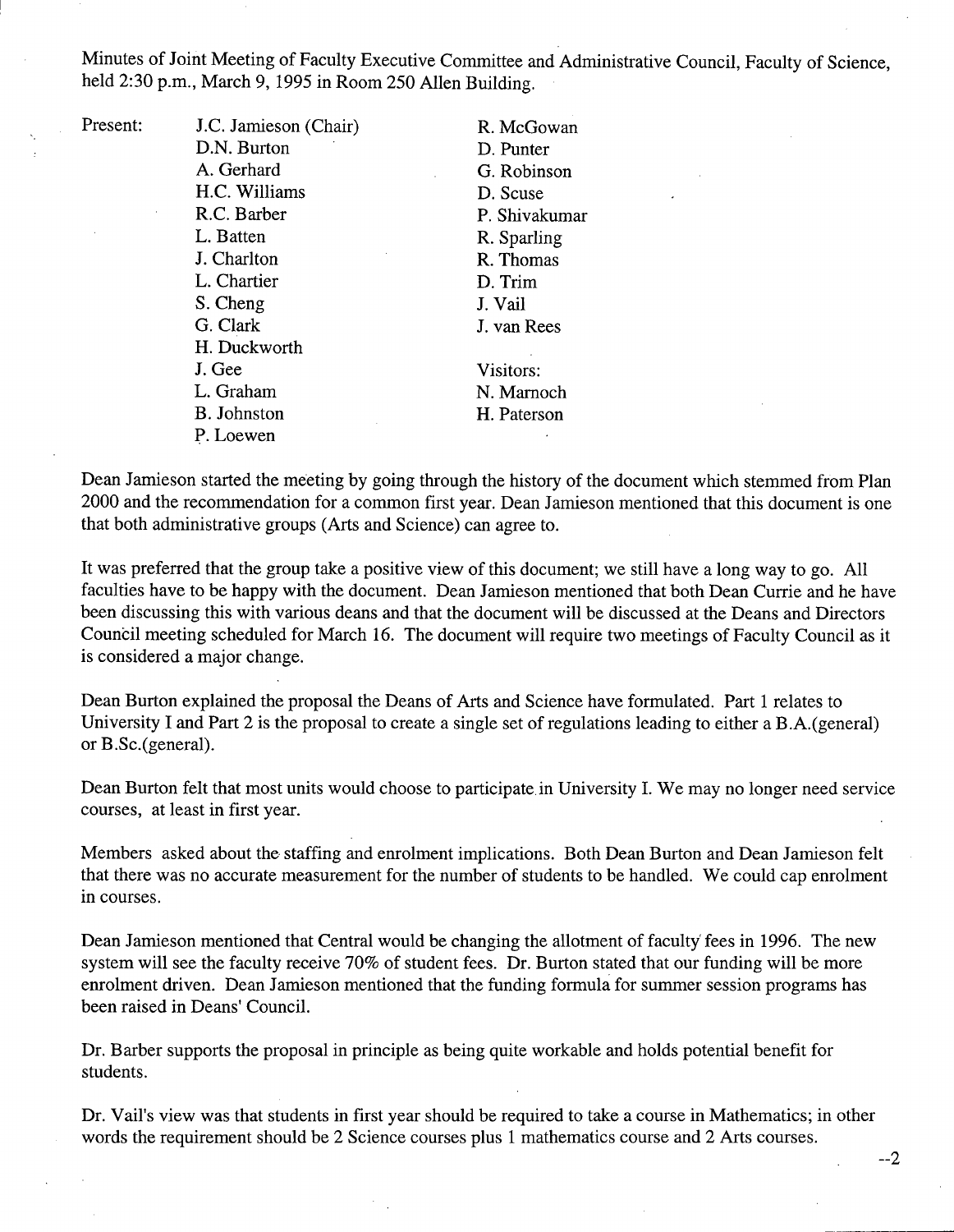Minutes of Joint Meeting of Faculty Executive Committee and Administrative Council, Faculty of Science, held 2:30 p.m., March 9, 1995 in Room 250 Allen Building.

Present:

- J.C. Jamieson (Chair)
- D.N. Burton
- A. Gerhard
- H.C. Williams
- R.C. Barber
- L. Batten
- J. Charlton
- L. Chartier
- S. Cheng
- G. Clark
- H. Duckworth
- J. Gee
- L. Graham
- B. Johnston
- P. Loewen
- R. McGowan
- D. Punter
- G. Robinson
- D. Scuse
- P. Shivakumar
- R. Sparling
- R. Thomas
- D. Trim
- J. Vail
- J. van Rees

Visitors:

- N. Marnoch
- H. Paterson

Dean Jamieson started the meeting by going through the history of the document which stemmed from Plan 2000 and the recommendation for a common first year. Dean Jamieson mentioned that this document is one that both administrative groups (Arts and Science) can agree to.

It was preferred that the group take a positive view of this document; we still have a long way to go. All faculties have to be happy with the document. Dean Jamieson mentioned that both Dean Currie and he have been discussing this with various deans and that the document will be discussed at the Deans and Directors Council meeting scheduled for March 16. The document will require two meetings of Faculty Council as it is considered a major change.

Dean Burton explained the proposal the Deans of Arts and Science have formulated. Part 1 relates to University I and Part 2 is the proposal to create a single set of regulations leading to either a B.A.(general) or B.Sc.(general).

Dean Burton felt that most units would choose to participate in University I. We may no longer need service courses, at least in first year.

Members asked about the staffing and enrolment implications. Both Dean Burton and Dean Jamieson felt that there was no accurate measurement for the number of students to be handled. We could cap enrolment in courses.

Dean Jamieson mentioned that Central would be changing the allotment of faculty fees in 1996. The new system will see the faculty receive 70% of student fees. Dr. Burton stated that our funding will be more enrolment driven. Dean Jamieson mentioned that the funding formula for summer session programs has been raised in Deans' Council.

Dr. Barber supports the proposal in principle as being quite workable and holds potential benefit for students.

Dr. Vail's view was that students in first year should be required to take a course in Mathematics; in other words the requirement should be 2 Science courses plus 1 mathematics course and 2 Arts courses.

--2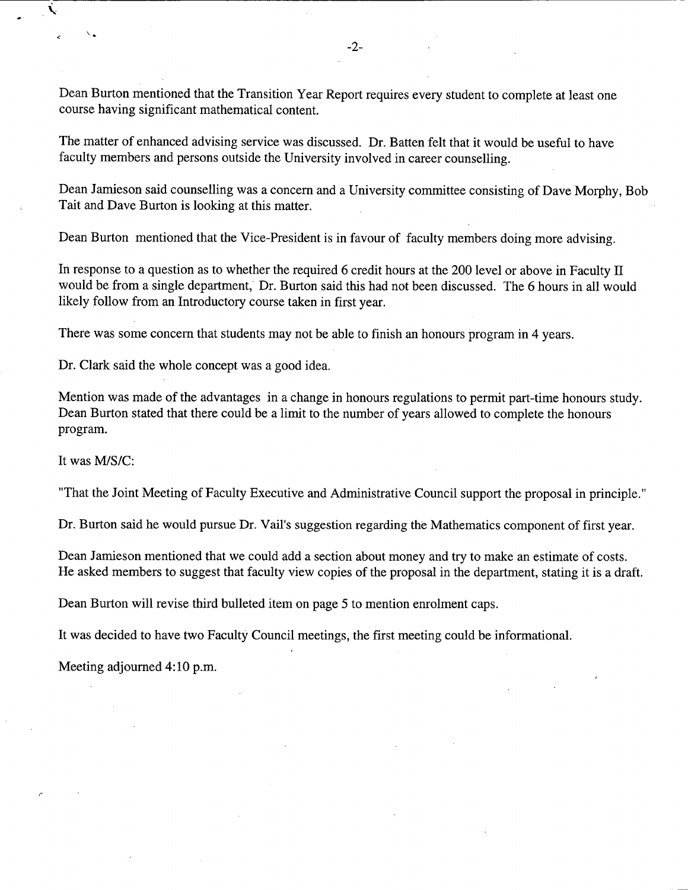Dean Burton mentioned that the Transition Year Report requires every student to complete at least one course having significant mathematical content.

The matter of enhanced advising service was discussed. Dr. Batten felt that it would be useful to have faculty members and persons outside the University involved in career counselling.

Dean Jamieson said counselling was a concern and a University committee consisting of Dave Morphy, Bob Tait and Dave Burton is looking at this matter.

Dean Burton mentioned that the Vice-President is in favour of faculty members doing more advising.

In response to a question as to whether the required 6 credit hours at the 200 level or above in Faculty II would be from a single department, Dr. Burton said this had not been discussed. The 6 hours in all would likely follow from an Introductory course taken in first year.

There was some concern that students may not be able to finish an honours program in 4 years.

Dr. Clark said the whole concept was a good idea.

Mention was made of the advantages in a change in honours regulations to permit part-time honours study. Dean Burton stated that there could be a limit to the number of years allowed to complete the honours program.

It was M/S/C:

"That the Joint Meeting of Faculty Executive and Administrative Council support the proposal in principle."

Dr. Burton said he would pursue Dr. Vail's suggestion regarding the Mathematics component of first year.

Dean Jamieson mentioned that we could add a section about money and try to make an estimate of costs. He asked members to suggest that faculty view copies of the proposal in the department, stating it is a draft.

Dean Burton will revise third bulleted item on page 5 to mention enrolment caps.

It was decided to have two Faculty Council meetings, the first meeting could be informational.

Meeting adjourned 4:10 p.m.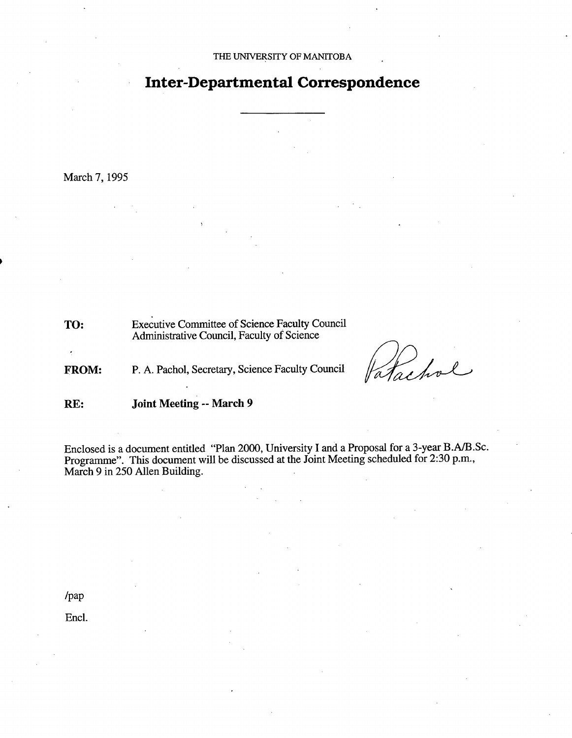THE UNIVERSITY OF MANITOBA

# Inter-Departmental Correspondence

March 7, 1995

**TO:** Executive Committee of Science Faculty Council
Administrative Council, Faculty of Science

**FROM:** P. A. Pachol, Secretary, Science Faculty Council

**RE:** **Joint Meeting -- March 9**

Enclosed is a document entitled "Plan 2000, University I and a Proposal for a 3-year B.A/B.Sc. Programme". This document will be discussed at the Joint Meeting scheduled for 2:30 p.m., March 9 in 250 Allen Building.

/pap

Encl.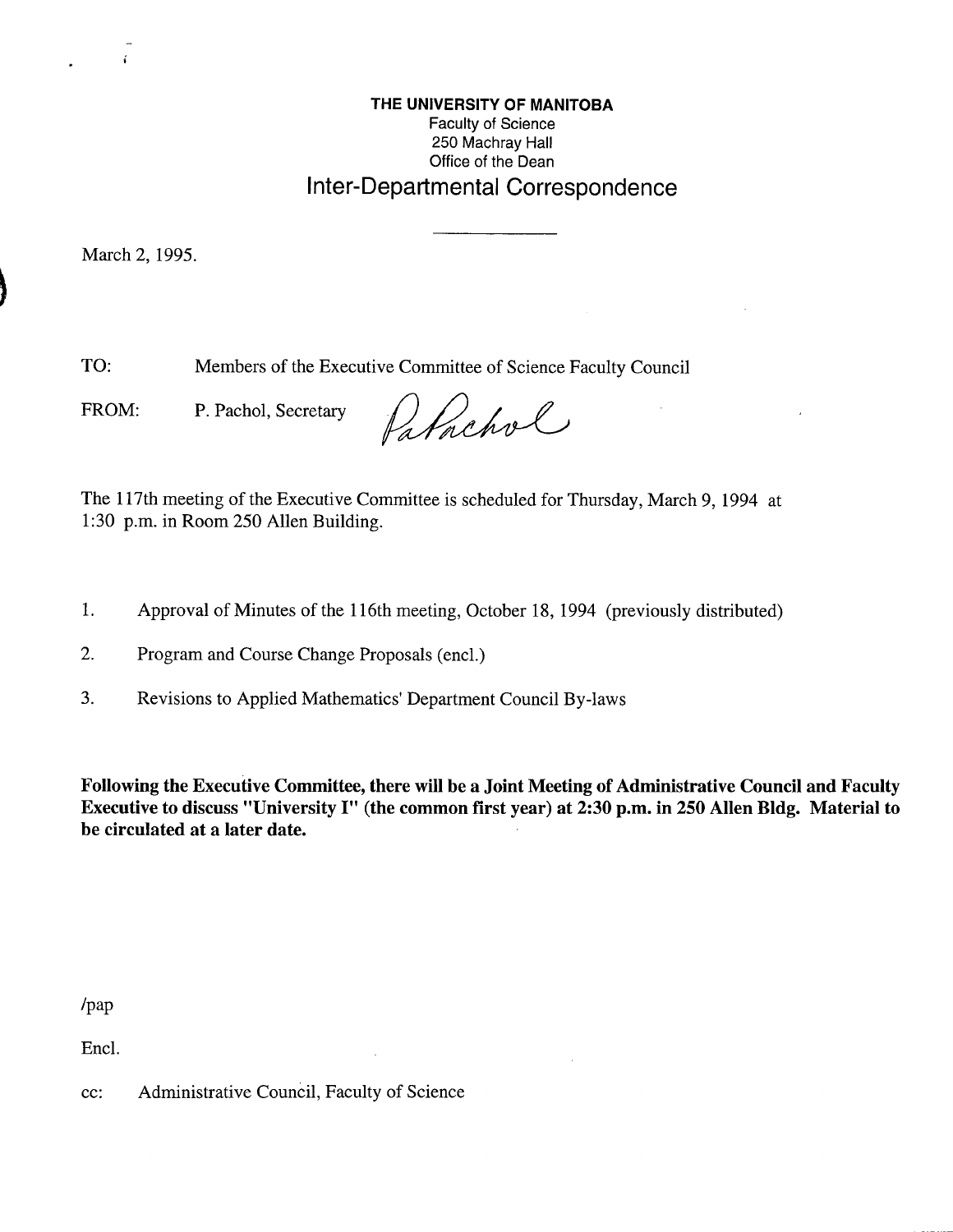**THE UNIVERSITY OF MANITOBA**
Faculty of Science
250 Machray Hall
Office of the Dean

# Inter-Departmental Correspondence

March 2, 1995.

TO: Members of the Executive Committee of Science Faculty Council

FROM: P. Pachol, Secretary

The 117th meeting of the Executive Committee is scheduled for Thursday, March 9, 1994 at 1:30 p.m. in Room 250 Allen Building.

1. Approval of Minutes of the 116th meeting, October 18, 1994 (previously distributed)
2. Program and Course Change Proposals (encl.)
3. Revisions to Applied Mathematics' Department Council By-laws

**Following the Executive Committee, there will be a Joint Meeting of Administrative Council and Faculty Executive to discuss "University I" (the common first year) at 2:30 p.m. in 250 Allen Bldg. Material to be circulated at a later date.**

/pap

Encl.

cc: Administrative Council, Faculty of Science